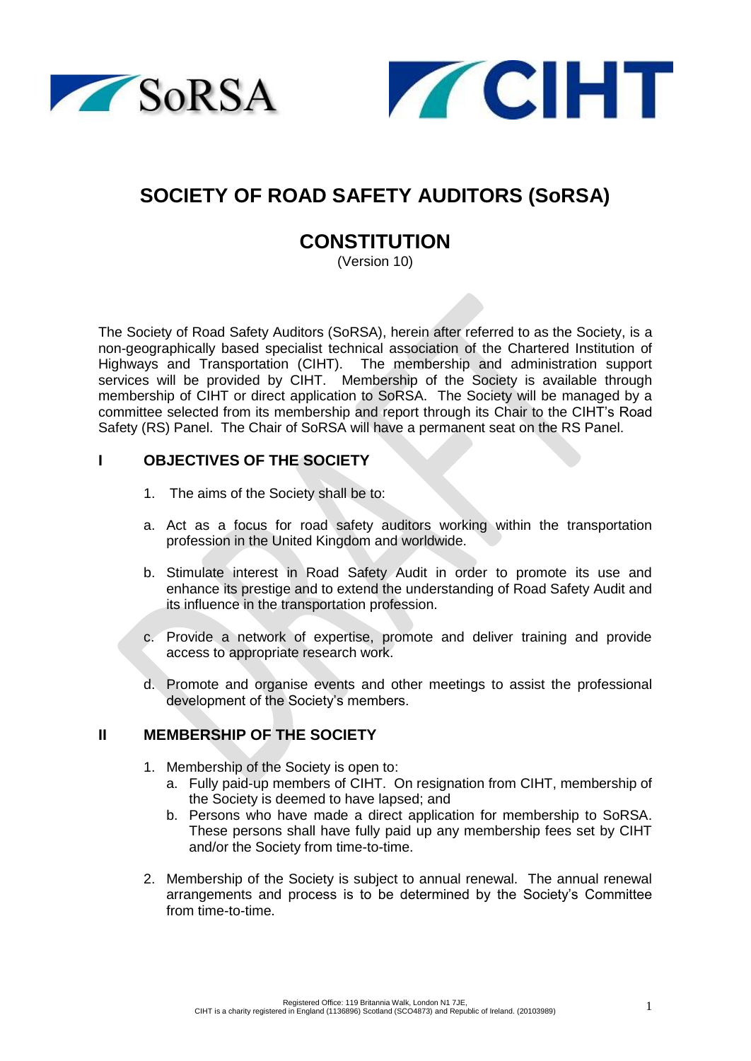# SOCIETY OF ROAD SAFETY AUDITORS (SoRSA)

## CONSTITUTION

(Version 10)

The Society of Road Safety Auditors (SoRSA), herein after referred to as the Society, is a non-geographically based specialist technical association of the Chartered Institution of Highways and Transportation (CIHT). The membership and administration support services will be provided by CIHT. Membership of the Society is available through membership of CIHT or direct application to SoRSA. The Society will be managed by a committee selected from its membership and report through its Chair to the CIHT's Road Safety (RS) Panel. The Chair of SoRSA will have a permanent seat on the RS Panel.

### I OBJECTIVES OF THE SOCIETY

1. The aims of the Society shall be to:

a. Act as a focus for road safety auditors working within the transportation profession in the United Kingdom and worldwide.

b. Stimulate interest in Road Safety Audit in order to promote its use and enhance its prestige and to extend the understanding of Road Safety Audit and its influence in the transportation profession.

c. Provide a network of expertise, promote and deliver training and provide access to appropriate research work.

d. Promote and organise events and other meetings to assist the professional development of the Society's members.

### II MEMBERSHIP OF THE SOCIETY

1. Membership of the Society is open to:
   a. Fully paid-up members of CIHT. On resignation from CIHT, membership of the Society is deemed to have lapsed; and
   b. Persons who have made a direct application for membership to SoRSA. These persons shall have fully paid up any membership fees set by CIHT and/or the Society from time-to-time.

2. Membership of the Society is subject to annual renewal. The annual renewal arrangements and process is to be determined by the Society's Committee from time-to-time.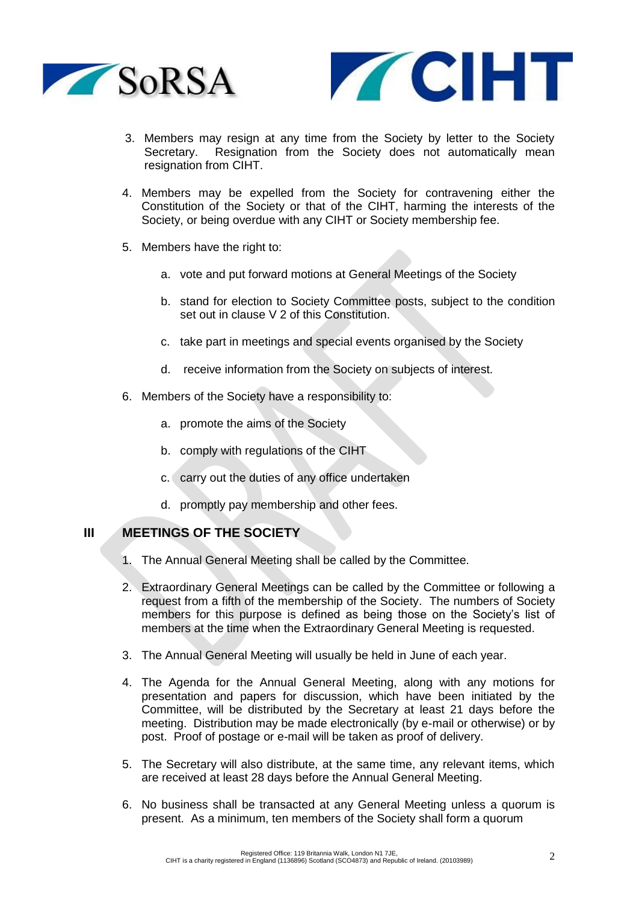3. Members may resign at any time from the Society by letter to the Society Secretary. Resignation from the Society does not automatically mean resignation from CIHT.

4. Members may be expelled from the Society for contravening either the Constitution of the Society or that of the CIHT, harming the interests of the Society, or being overdue with any CIHT or Society membership fee.

5. Members have the right to:

   a. vote and put forward motions at General Meetings of the Society

   b. stand for election to Society Committee posts, subject to the condition set out in clause V 2 of this Constitution.

   c. take part in meetings and special events organised by the Society

   d. receive information from the Society on subjects of interest.

6. Members of the Society have a responsibility to:

   a. promote the aims of the Society

   b. comply with regulations of the CIHT

   c. carry out the duties of any office undertaken

   d. promptly pay membership and other fees.

## III MEETINGS OF THE SOCIETY

1. The Annual General Meeting shall be called by the Committee.

2. Extraordinary General Meetings can be called by the Committee or following a request from a fifth of the membership of the Society. The numbers of Society members for this purpose is defined as being those on the Society's list of members at the time when the Extraordinary General Meeting is requested.

3. The Annual General Meeting will usually be held in June of each year.

4. The Agenda for the Annual General Meeting, along with any motions for presentation and papers for discussion, which have been initiated by the Committee, will be distributed by the Secretary at least 21 days before the meeting. Distribution may be made electronically (by e-mail or otherwise) or by post. Proof of postage or e-mail will be taken as proof of delivery.

5. The Secretary will also distribute, at the same time, any relevant items, which are received at least 28 days before the Annual General Meeting.

6. No business shall be transacted at any General Meeting unless a quorum is present. As a minimum, ten members of the Society shall form a quorum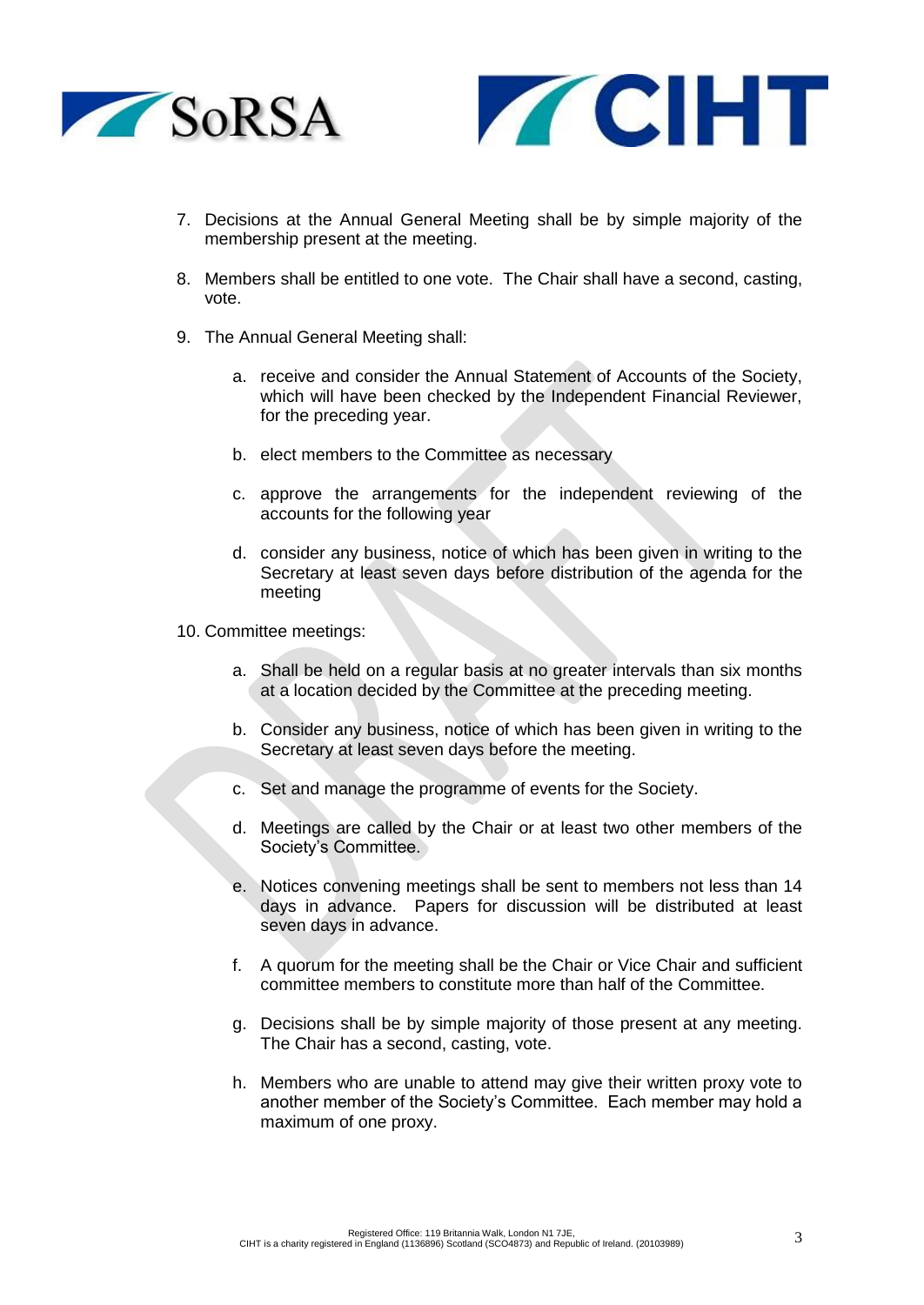7. Decisions at the Annual General Meeting shall be by simple majority of the membership present at the meeting.

8. Members shall be entitled to one vote. The Chair shall have a second, casting, vote.

9. The Annual General Meeting shall:

    a. receive and consider the Annual Statement of Accounts of the Society, which will have been checked by the Independent Financial Reviewer, for the preceding year.

    b. elect members to the Committee as necessary

    c. approve the arrangements for the independent reviewing of the accounts for the following year

    d. consider any business, notice of which has been given in writing to the Secretary at least seven days before distribution of the agenda for the meeting

10. Committee meetings:

    a. Shall be held on a regular basis at no greater intervals than six months at a location decided by the Committee at the preceding meeting.

    b. Consider any business, notice of which has been given in writing to the Secretary at least seven days before the meeting.

    c. Set and manage the programme of events for the Society.

    d. Meetings are called by the Chair or at least two other members of the Society's Committee.

    e. Notices convening meetings shall be sent to members not less than 14 days in advance. Papers for discussion will be distributed at least seven days in advance.

    f. A quorum for the meeting shall be the Chair or Vice Chair and sufficient committee members to constitute more than half of the Committee.

    g. Decisions shall be by simple majority of those present at any meeting. The Chair has a second, casting, vote.

    h. Members who are unable to attend may give their written proxy vote to another member of the Society's Committee. Each member may hold a maximum of one proxy.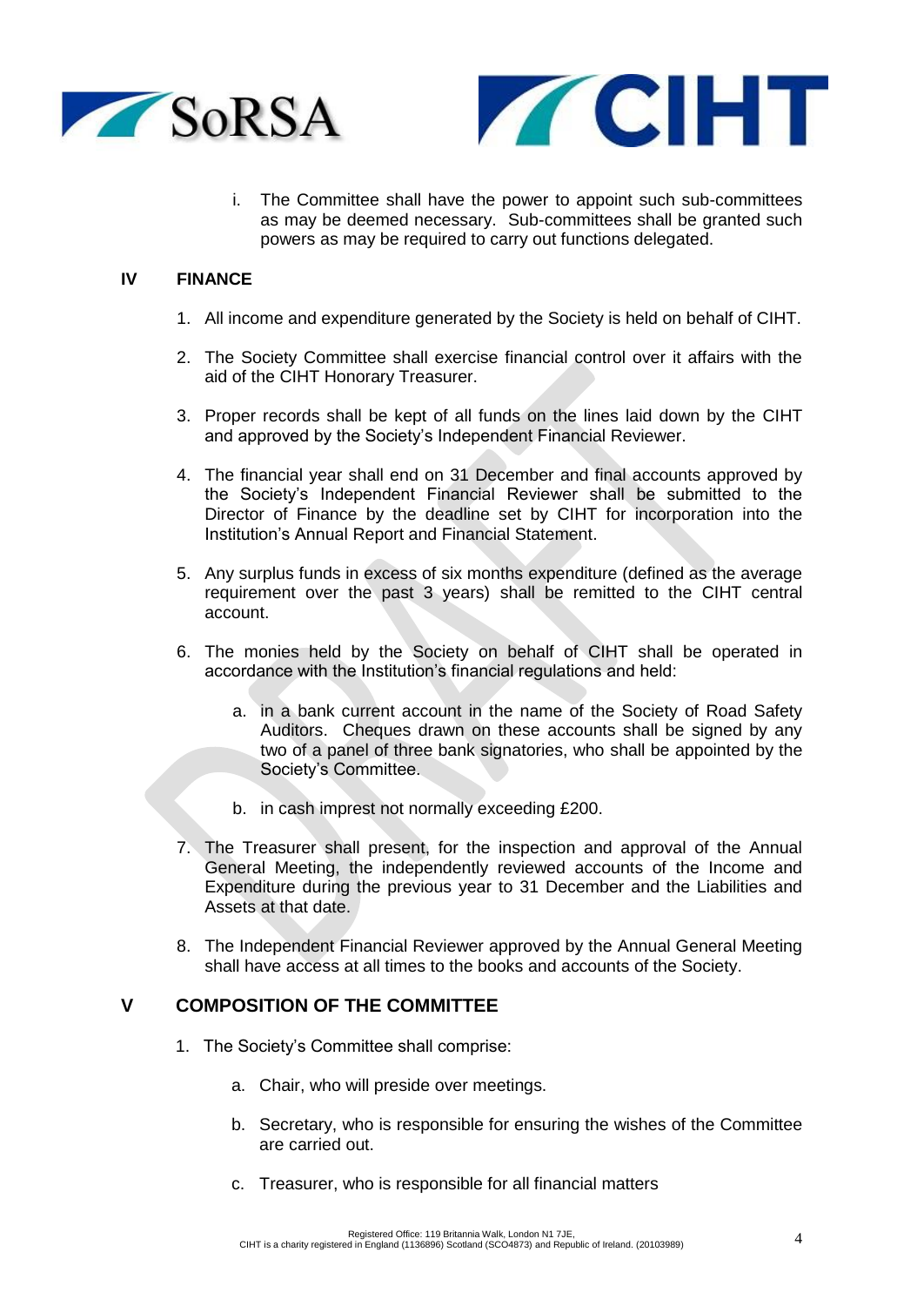i. The Committee shall have the power to appoint such sub-committees as may be deemed necessary. Sub-committees shall be granted such powers as may be required to carry out functions delegated.

## IV FINANCE

1. All income and expenditure generated by the Society is held on behalf of CIHT.

2. The Society Committee shall exercise financial control over it affairs with the aid of the CIHT Honorary Treasurer.

3. Proper records shall be kept of all funds on the lines laid down by the CIHT and approved by the Society's Independent Financial Reviewer.

4. The financial year shall end on 31 December and final accounts approved by the Society's Independent Financial Reviewer shall be submitted to the Director of Finance by the deadline set by CIHT for incorporation into the Institution's Annual Report and Financial Statement.

5. Any surplus funds in excess of six months expenditure (defined as the average requirement over the past 3 years) shall be remitted to the CIHT central account.

6. The monies held by the Society on behalf of CIHT shall be operated in accordance with the Institution's financial regulations and held:

   a. in a bank current account in the name of the Society of Road Safety Auditors. Cheques drawn on these accounts shall be signed by any two of a panel of three bank signatories, who shall be appointed by the Society's Committee.

   b. in cash imprest not normally exceeding £200.

7. The Treasurer shall present, for the inspection and approval of the Annual General Meeting, the independently reviewed accounts of the Income and Expenditure during the previous year to 31 December and the Liabilities and Assets at that date.

8. The Independent Financial Reviewer approved by the Annual General Meeting shall have access at all times to the books and accounts of the Society.

## V COMPOSITION OF THE COMMITTEE

1. The Society's Committee shall comprise:

   a. Chair, who will preside over meetings.

   b. Secretary, who is responsible for ensuring the wishes of the Committee are carried out.

   c. Treasurer, who is responsible for all financial matters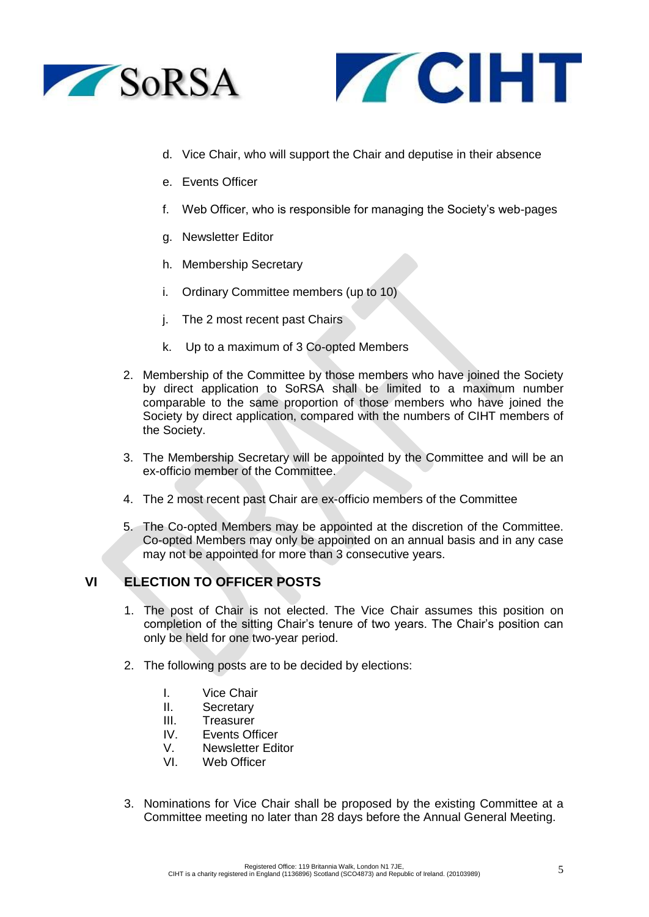d. Vice Chair, who will support the Chair and deputise in their absence

e. Events Officer

f. Web Officer, who is responsible for managing the Society's web-pages

g. Newsletter Editor

h. Membership Secretary

i. Ordinary Committee members (up to 10)

j. The 2 most recent past Chairs

k. Up to a maximum of 3 Co-opted Members

2. Membership of the Committee by those members who have joined the Society by direct application to SoRSA shall be limited to a maximum number comparable to the same proportion of those members who have joined the Society by direct application, compared with the numbers of CIHT members of the Society.

3. The Membership Secretary will be appointed by the Committee and will be an ex-officio member of the Committee.

4. The 2 most recent past Chair are ex-officio members of the Committee

5. The Co-opted Members may be appointed at the discretion of the Committee. Co-opted Members may only be appointed on an annual basis and in any case may not be appointed for more than 3 consecutive years.

## VI ELECTION TO OFFICER POSTS

1. The post of Chair is not elected. The Vice Chair assumes this position on completion of the sitting Chair's tenure of two years. The Chair's position can only be held for one two-year period.

2. The following posts are to be decided by elections:

   I. Vice Chair
   II. Secretary
   III. Treasurer
   IV. Events Officer
   V. Newsletter Editor
   VI. Web Officer

3. Nominations for Vice Chair shall be proposed by the existing Committee at a Committee meeting no later than 28 days before the Annual General Meeting.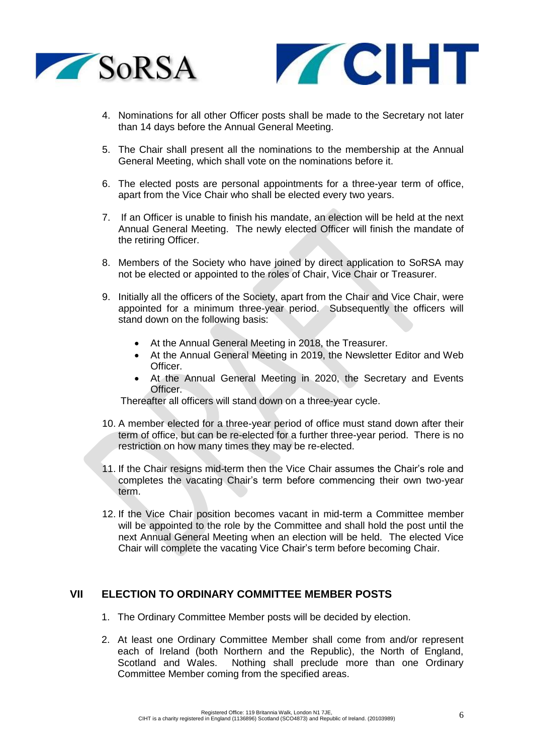4. Nominations for all other Officer posts shall be made to the Secretary not later than 14 days before the Annual General Meeting.

5. The Chair shall present all the nominations to the membership at the Annual General Meeting, which shall vote on the nominations before it.

6. The elected posts are personal appointments for a three-year term of office, apart from the Vice Chair who shall be elected every two years.

7. If an Officer is unable to finish his mandate, an election will be held at the next Annual General Meeting. The newly elected Officer will finish the mandate of the retiring Officer.

8. Members of the Society who have joined by direct application to SoRSA may not be elected or appointed to the roles of Chair, Vice Chair or Treasurer.

9. Initially all the officers of the Society, apart from the Chair and Vice Chair, were appointed for a minimum three-year period. Subsequently the officers will stand down on the following basis:

   - At the Annual General Meeting in 2018, the Treasurer.
   - At the Annual General Meeting in 2019, the Newsletter Editor and Web Officer.
   - At the Annual General Meeting in 2020, the Secretary and Events Officer.

   Thereafter all officers will stand down on a three-year cycle.

10. A member elected for a three-year period of office must stand down after their term of office, but can be re-elected for a further three-year period. There is no restriction on how many times they may be re-elected.

11. If the Chair resigns mid-term then the Vice Chair assumes the Chair's role and completes the vacating Chair's term before commencing their own two-year term.

12. If the Vice Chair position becomes vacant in mid-term a Committee member will be appointed to the role by the Committee and shall hold the post until the next Annual General Meeting when an election will be held. The elected Vice Chair will complete the vacating Vice Chair's term before becoming Chair.

## VII ELECTION TO ORDINARY COMMITTEE MEMBER POSTS

1. The Ordinary Committee Member posts will be decided by election.

2. At least one Ordinary Committee Member shall come from and/or represent each of Ireland (both Northern and the Republic), the North of England, Scotland and Wales. Nothing shall preclude more than one Ordinary Committee Member coming from the specified areas.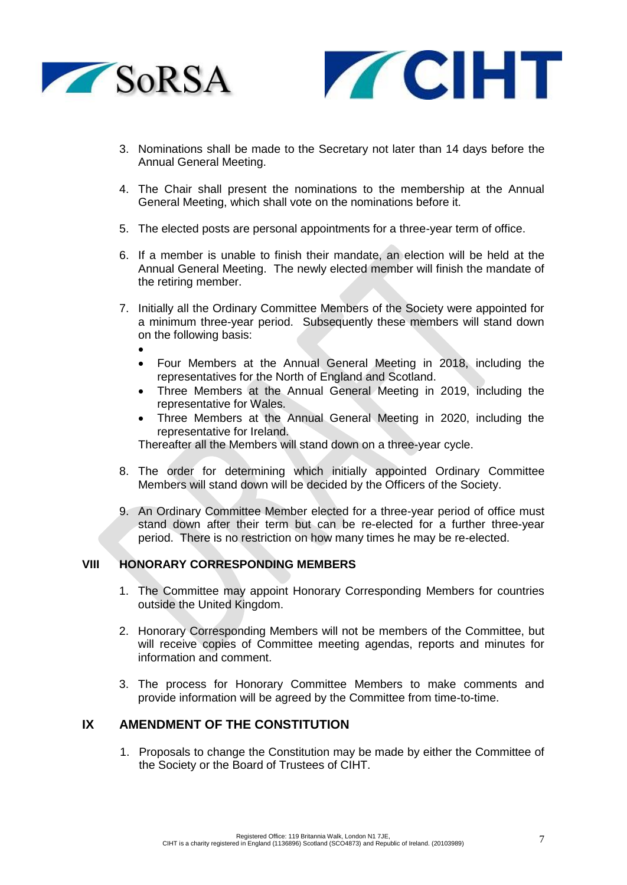3. Nominations shall be made to the Secretary not later than 14 days before the Annual General Meeting.

4. The Chair shall present the nominations to the membership at the Annual General Meeting, which shall vote on the nominations before it.

5. The elected posts are personal appointments for a three-year term of office.

6. If a member is unable to finish their mandate, an election will be held at the Annual General Meeting. The newly elected member will finish the mandate of the retiring member.

7. Initially all the Ordinary Committee Members of the Society were appointed for a minimum three-year period. Subsequently these members will stand down on the following basis:
   - 
   - Four Members at the Annual General Meeting in 2018, including the representatives for the North of England and Scotland.
   - Three Members at the Annual General Meeting in 2019, including the representative for Wales.
   - Three Members at the Annual General Meeting in 2020, including the representative for Ireland.

   Thereafter all the Members will stand down on a three-year cycle.

8. The order for determining which initially appointed Ordinary Committee Members will stand down will be decided by the Officers of the Society.

9. An Ordinary Committee Member elected for a three-year period of office must stand down after their term but can be re-elected for a further three-year period. There is no restriction on how many times he may be re-elected.

## VIII HONORARY CORRESPONDING MEMBERS

1. The Committee may appoint Honorary Corresponding Members for countries outside the United Kingdom.

2. Honorary Corresponding Members will not be members of the Committee, but will receive copies of Committee meeting agendas, reports and minutes for information and comment.

3. The process for Honorary Committee Members to make comments and provide information will be agreed by the Committee from time-to-time.

## IX AMENDMENT OF THE CONSTITUTION

1. Proposals to change the Constitution may be made by either the Committee of the Society or the Board of Trustees of CIHT.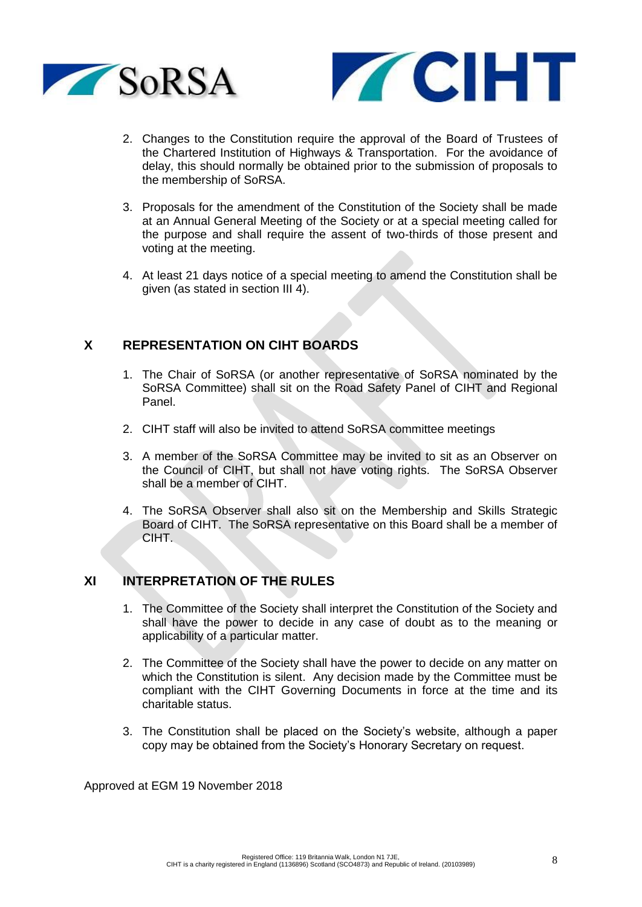2. Changes to the Constitution require the approval of the Board of Trustees of the Chartered Institution of Highways & Transportation. For the avoidance of delay, this should normally be obtained prior to the submission of proposals to the membership of SoRSA.

3. Proposals for the amendment of the Constitution of the Society shall be made at an Annual General Meeting of the Society or at a special meeting called for the purpose and shall require the assent of two-thirds of those present and voting at the meeting.

4. At least 21 days notice of a special meeting to amend the Constitution shall be given (as stated in section III 4).

## X REPRESENTATION ON CIHT BOARDS

1. The Chair of SoRSA (or another representative of SoRSA nominated by the SoRSA Committee) shall sit on the Road Safety Panel of CIHT and Regional Panel.

2. CIHT staff will also be invited to attend SoRSA committee meetings

3. A member of the SoRSA Committee may be invited to sit as an Observer on the Council of CIHT, but shall not have voting rights. The SoRSA Observer shall be a member of CIHT.

4. The SoRSA Observer shall also sit on the Membership and Skills Strategic Board of CIHT. The SoRSA representative on this Board shall be a member of CIHT.

## XI INTERPRETATION OF THE RULES

1. The Committee of the Society shall interpret the Constitution of the Society and shall have the power to decide in any case of doubt as to the meaning or applicability of a particular matter.

2. The Committee of the Society shall have the power to decide on any matter on which the Constitution is silent. Any decision made by the Committee must be compliant with the CIHT Governing Documents in force at the time and its charitable status.

3. The Constitution shall be placed on the Society's website, although a paper copy may be obtained from the Society's Honorary Secretary on request.

Approved at EGM 19 November 2018